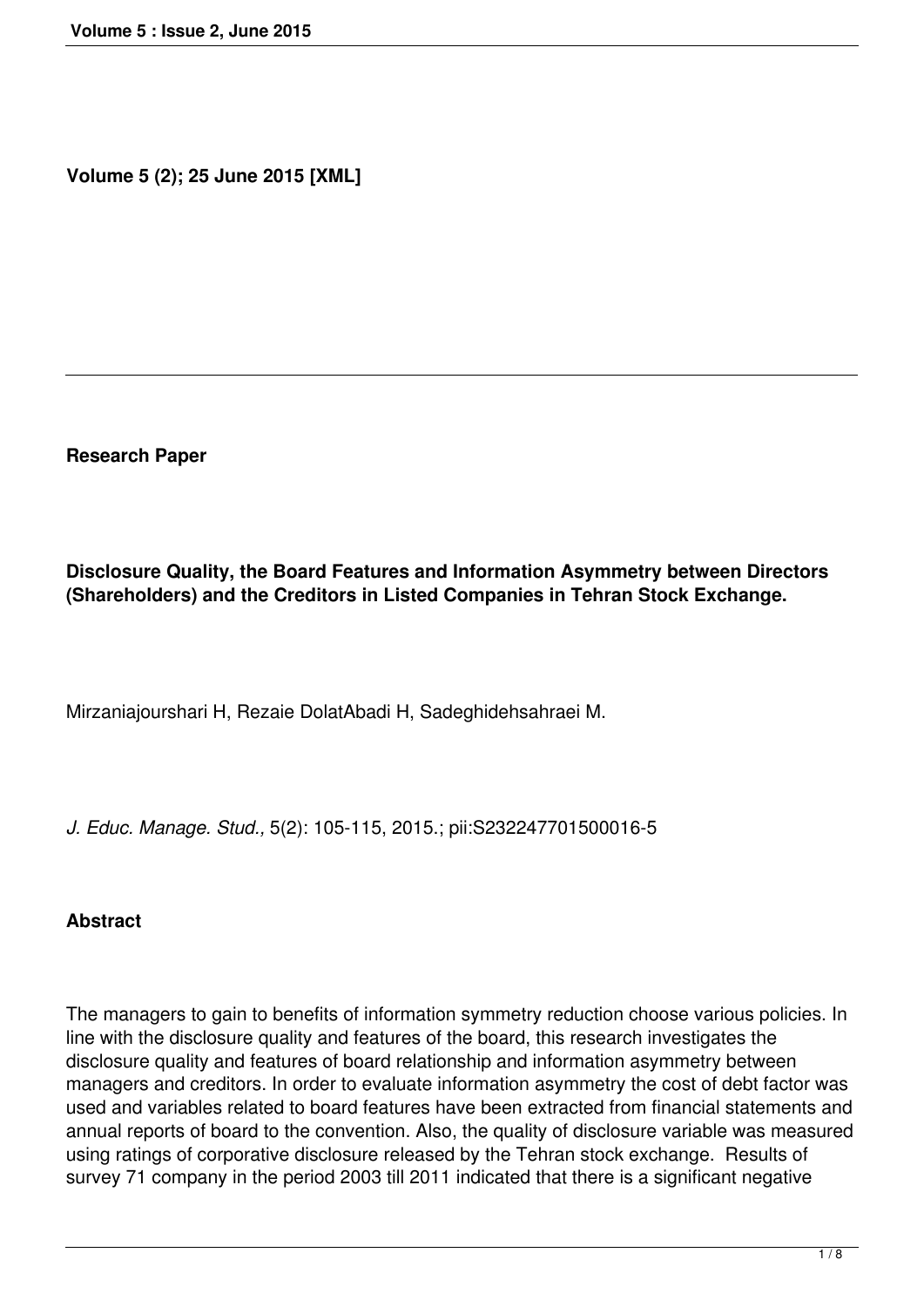**Volume 5 (2); 25 June 2015 [XML]**

**Research Paper**

# Disclosure Quality, the Board Features and Information Asymmetry between Directors (Shareholders) and the Creditors in Listed Companies in Tehran Stock Exchange.

Mirzaniajourshari H, Rezaie DolatAbadi H, Sadeghidehsahraei M.

*J. Educ. Manage. Stud.,* 5(2): 105-115, 2015.; pii:S232247701500016-5

## Abstract

The managers to gain to benefits of information symmetry reduction choose various policies. In line with the disclosure quality and features of the board, this research investigates the disclosure quality and features of board relationship and information asymmetry between managers and creditors. In order to evaluate information asymmetry the cost of debt factor was used and variables related to board features have been extracted from financial statements and annual reports of board to the convention. Also, the quality of disclosure variable was measured using ratings of corporative disclosure released by the Tehran stock exchange. Results of survey 71 company in the period 2003 till 2011 indicated that there is a significant negative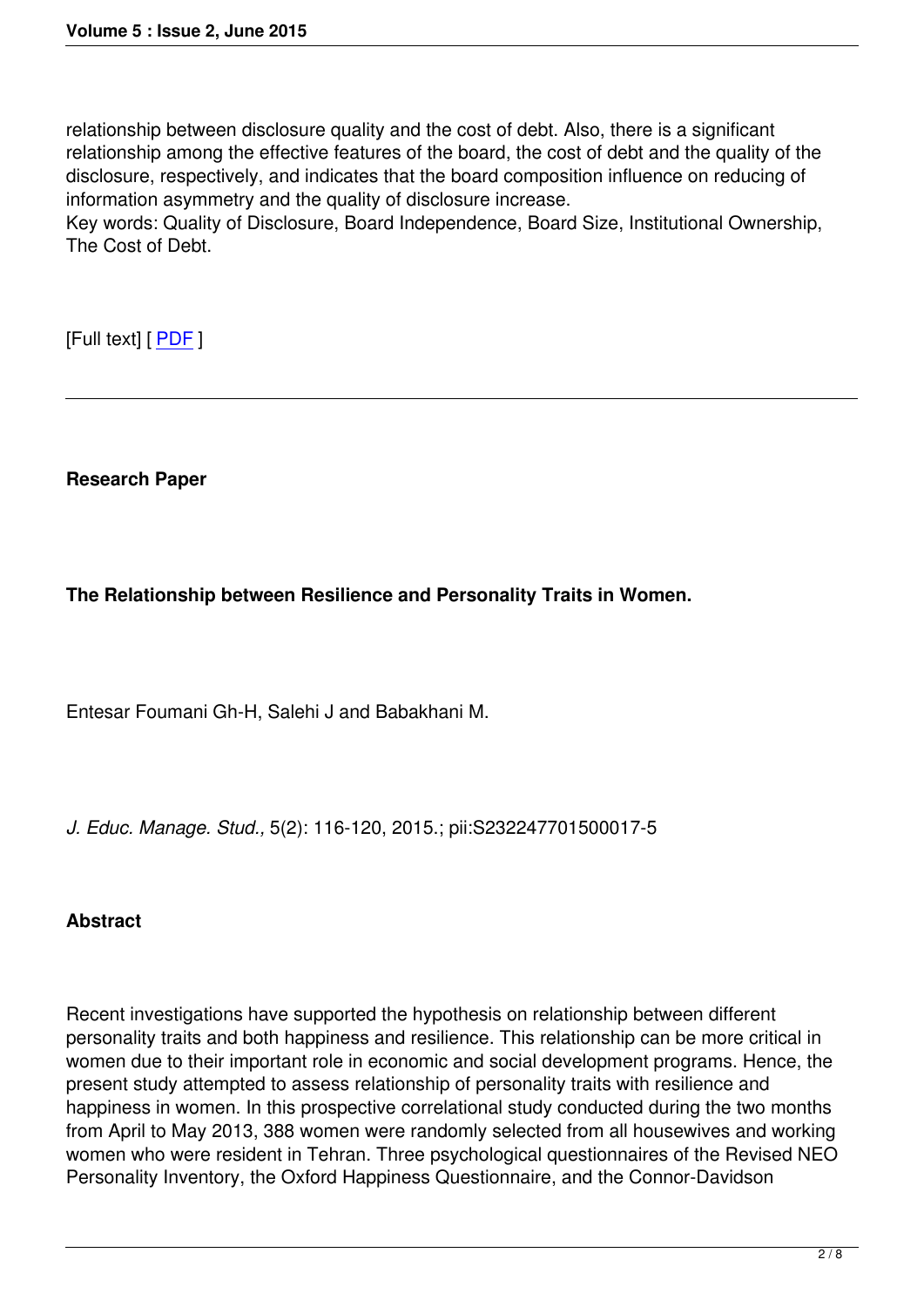relationship between disclosure quality and the cost of debt. Also, there is a significant relationship among the effective features of the board, the cost of debt and the quality of the disclosure, respectively, and indicates that the board composition influence on reducing of information asymmetry and the quality of disclosure increase.

Key words: Quality of Disclosure, Board Independence, Board Size, Institutional Ownership, The Cost of Debt.

[Full text] [ PDF ]

---

**Research Paper**

**The Relationship between Resilience and Personality Traits in Women.**

Entesar Foumani Gh-H, Salehi J and Babakhani M.

*J. Educ. Manage. Stud.,* 5(2): 116-120, 2015.; pii:S232247701500017-5

**Abstract**

Recent investigations have supported the hypothesis on relationship between different personality traits and both happiness and resilience. This relationship can be more critical in women due to their important role in economic and social development programs. Hence, the present study attempted to assess relationship of personality traits with resilience and happiness in women. In this prospective correlational study conducted during the two months from April to May 2013, 388 women were randomly selected from all housewives and working women who were resident in Tehran. Three psychological questionnaires of the Revised NEO Personality Inventory, the Oxford Happiness Questionnaire, and the Connor-Davidson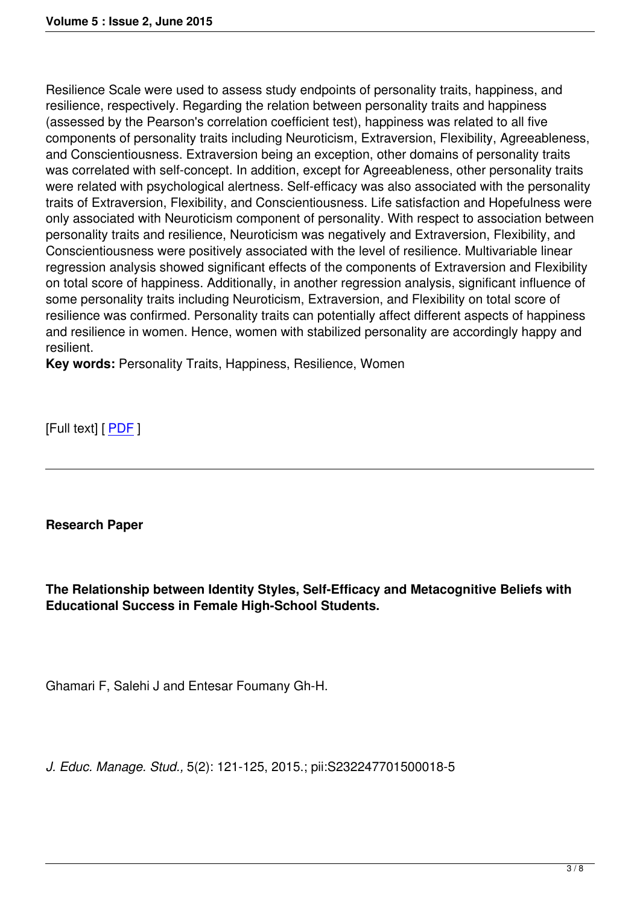Resilience Scale were used to assess study endpoints of personality traits, happiness, and resilience, respectively. Regarding the relation between personality traits and happiness (assessed by the Pearson's correlation coefficient test), happiness was related to all five components of personality traits including Neuroticism, Extraversion, Flexibility, Agreeableness, and Conscientiousness. Extraversion being an exception, other domains of personality traits was correlated with self-concept. In addition, except for Agreeableness, other personality traits were related with psychological alertness. Self-efficacy was also associated with the personality traits of Extraversion, Flexibility, and Conscientiousness. Life satisfaction and Hopefulness were only associated with Neuroticism component of personality. With respect to association between personality traits and resilience, Neuroticism was negatively and Extraversion, Flexibility, and Conscientiousness were positively associated with the level of resilience. Multivariable linear regression analysis showed significant effects of the components of Extraversion and Flexibility on total score of happiness. Additionally, in another regression analysis, significant influence of some personality traits including Neuroticism, Extraversion, and Flexibility on total score of resilience was confirmed. Personality traits can potentially affect different aspects of happiness and resilience in women. Hence, women with stabilized personality are accordingly happy and resilient.

**Key words:** Personality Traits, Happiness, Resilience, Women

[Full text] [ PDF ]

---

**Research Paper**

**The Relationship between Identity Styles, Self-Efficacy and Metacognitive Beliefs with Educational Success in Female High-School Students.**

Ghamari F, Salehi J and Entesar Foumany Gh-H.

*J. Educ. Manage. Stud.,* 5(2): 121-125, 2015.; pii:S232247701500018-5

---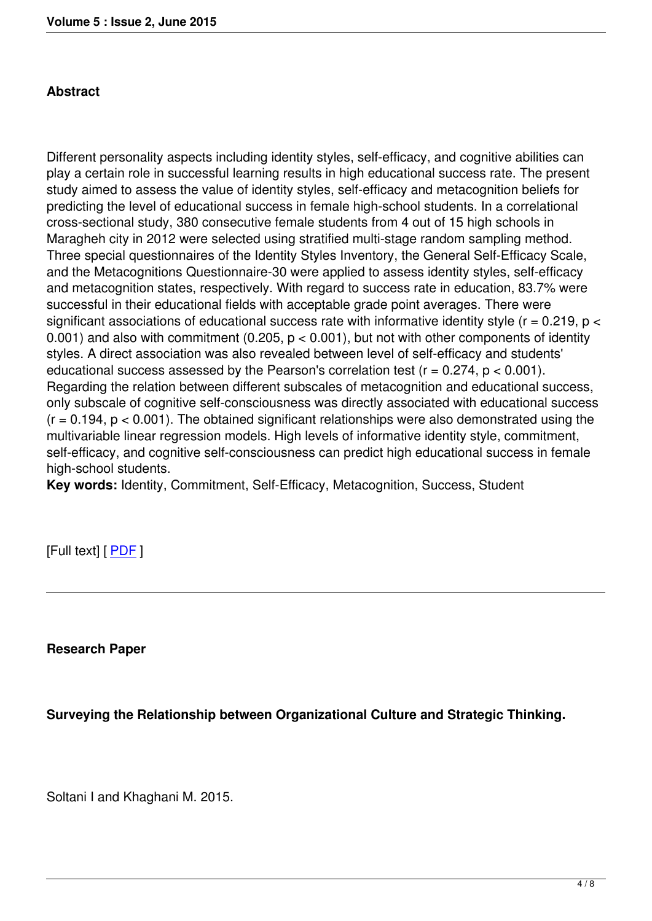**Abstract**

Different personality aspects including identity styles, self-efficacy, and cognitive abilities can play a certain role in successful learning results in high educational success rate. The present study aimed to assess the value of identity styles, self-efficacy and metacognition beliefs for predicting the level of educational success in female high-school students. In a correlational cross-sectional study, 380 consecutive female students from 4 out of 15 high schools in Maragheh city in 2012 were selected using stratified multi-stage random sampling method. Three special questionnaires of the Identity Styles Inventory, the General Self-Efficacy Scale, and the Metacognitions Questionnaire-30 were applied to assess identity styles, self-efficacy and metacognition states, respectively. With regard to success rate in education, 83.7% were successful in their educational fields with acceptable grade point averages. There were significant associations of educational success rate with informative identity style ($r = 0.219$, $p < 0.001$) and also with commitment (0.205, $p < 0.001$), but not with other components of identity styles. A direct association was also revealed between level of self-efficacy and students' educational success assessed by the Pearson's correlation test ($r = 0.274$, $p < 0.001$). Regarding the relation between different subscales of metacognition and educational success, only subscale of cognitive self-consciousness was directly associated with educational success ($r = 0.194$, $p < 0.001$). The obtained significant relationships were also demonstrated using the multivariable linear regression models. High levels of informative identity style, commitment, self-efficacy, and cognitive self-consciousness can predict high educational success in female high-school students.

**Key words:** Identity, Commitment, Self-Efficacy, Metacognition, Success, Student

[Full text] [ PDF ]

---

**Research Paper**

**Surveying the Relationship between Organizational Culture and Strategic Thinking.**

Soltani I and Khaghani M. 2015.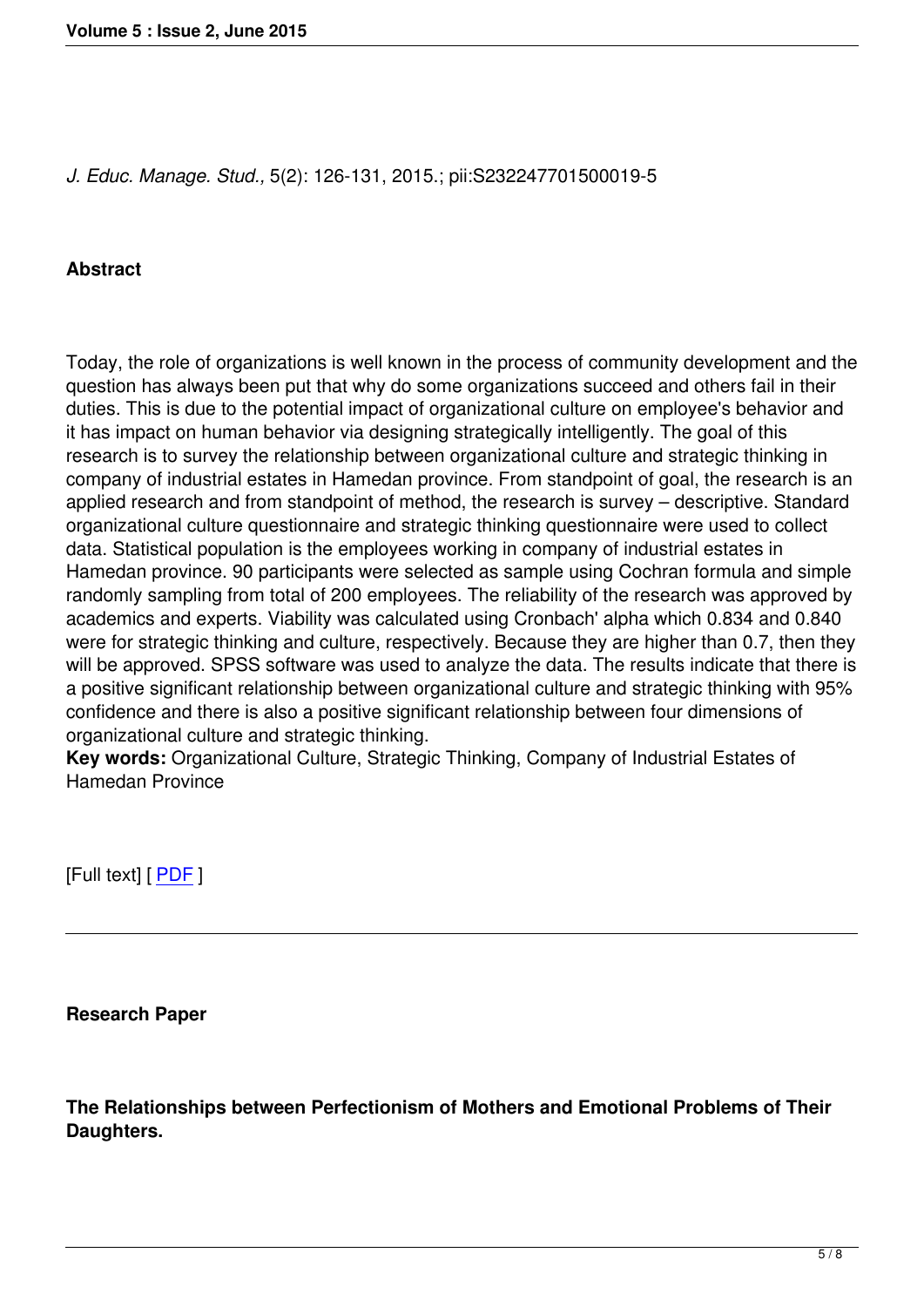*J. Educ. Manage. Stud.,* 5(2): 126-131, 2015.; pii:S232247701500019-5

**Abstract**

Today, the role of organizations is well known in the process of community development and the question has always been put that why do some organizations succeed and others fail in their duties. This is due to the potential impact of organizational culture on employee's behavior and it has impact on human behavior via designing strategically intelligently. The goal of this research is to survey the relationship between organizational culture and strategic thinking in company of industrial estates in Hamedan province. From standpoint of goal, the research is an applied research and from standpoint of method, the research is survey – descriptive. Standard organizational culture questionnaire and strategic thinking questionnaire were used to collect data. Statistical population is the employees working in company of industrial estates in Hamedan province. 90 participants were selected as sample using Cochran formula and simple randomly sampling from total of 200 employees. The reliability of the research was approved by academics and experts. Viability was calculated using Cronbach' alpha which 0.834 and 0.840 were for strategic thinking and culture, respectively. Because they are higher than 0.7, then they will be approved. SPSS software was used to analyze the data. The results indicate that there is a positive significant relationship between organizational culture and strategic thinking with 95% confidence and there is also a positive significant relationship between four dimensions of organizational culture and strategic thinking.
**Key words:** Organizational Culture, Strategic Thinking, Company of Industrial Estates of Hamedan Province

[Full text] [ PDF ]

---

**Research Paper**

**The Relationships between Perfectionism of Mothers and Emotional Problems of Their Daughters.**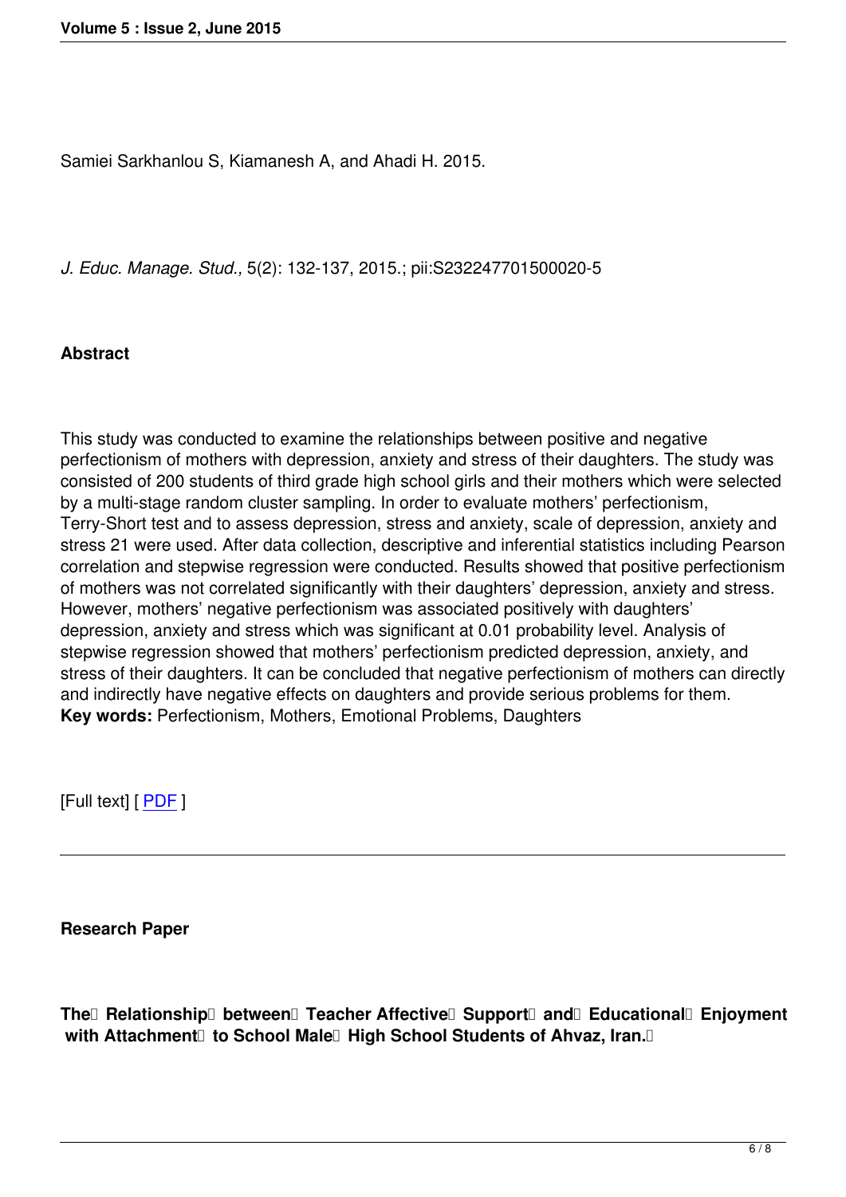Samiei Sarkhanlou S, Kiamanesh A, and Ahadi H. 2015.

*J. Educ. Manage. Stud.,* 5(2): 132-137, 2015.; pii:S232247701500020-5

**Abstract**

This study was conducted to examine the relationships between positive and negative perfectionism of mothers with depression, anxiety and stress of their daughters. The study was consisted of 200 students of third grade high school girls and their mothers which were selected by a multi-stage random cluster sampling. In order to evaluate mothers' perfectionism, Terry-Short test and to assess depression, stress and anxiety, scale of depression, anxiety and stress 21 were used. After data collection, descriptive and inferential statistics including Pearson correlation and stepwise regression were conducted. Results showed that positive perfectionism of mothers was not correlated significantly with their daughters' depression, anxiety and stress. However, mothers' negative perfectionism was associated positively with daughters' depression, anxiety and stress which was significant at 0.01 probability level. Analysis of stepwise regression showed that mothers' perfectionism predicted depression, anxiety, and stress of their daughters. It can be concluded that negative perfectionism of mothers can directly and indirectly have negative effects on daughters and provide serious problems for them.
**Key words:** Perfectionism, Mothers, Emotional Problems, Daughters

[Full text] [ PDF ]

---

**Research Paper**

**The Relationship between Teacher Affective Support and Educational Enjoyment with Attachment to School Male High School Students of Ahvaz, Iran.**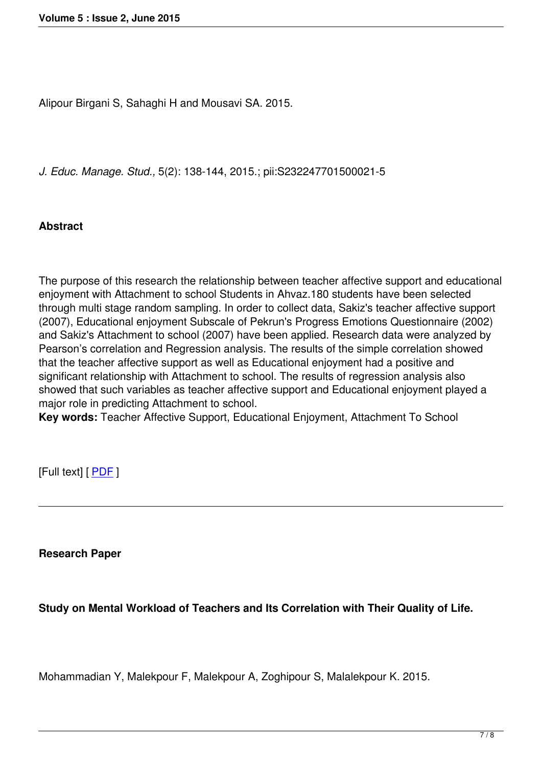Alipour Birgani S, Sahaghi H and Mousavi SA. 2015.

*J. Educ. Manage. Stud.,* 5(2): 138-144, 2015.; pii:S232247701500021-5

**Abstract**

The purpose of this research the relationship between teacher affective support and educational enjoyment with Attachment to school Students in Ahvaz.180 students have been selected through multi stage random sampling. In order to collect data, Sakiz's teacher affective support (2007), Educational enjoyment Subscale of Pekrun's Progress Emotions Questionnaire (2002) and Sakiz's Attachment to school (2007) have been applied. Research data were analyzed by Pearson's correlation and Regression analysis. The results of the simple correlation showed that the teacher affective support as well as Educational enjoyment had a positive and significant relationship with Attachment to school. The results of regression analysis also showed that such variables as teacher affective support and Educational enjoyment played a major role in predicting Attachment to school.
**Key words:** Teacher Affective Support, Educational Enjoyment, Attachment To School

[Full text] [ PDF ]

---

**Research Paper**

**Study on Mental Workload of Teachers and Its Correlation with Their Quality of Life.**

Mohammadian Y, Malekpour F, Malekpour A, Zoghipour S, Malalekpour K. 2015.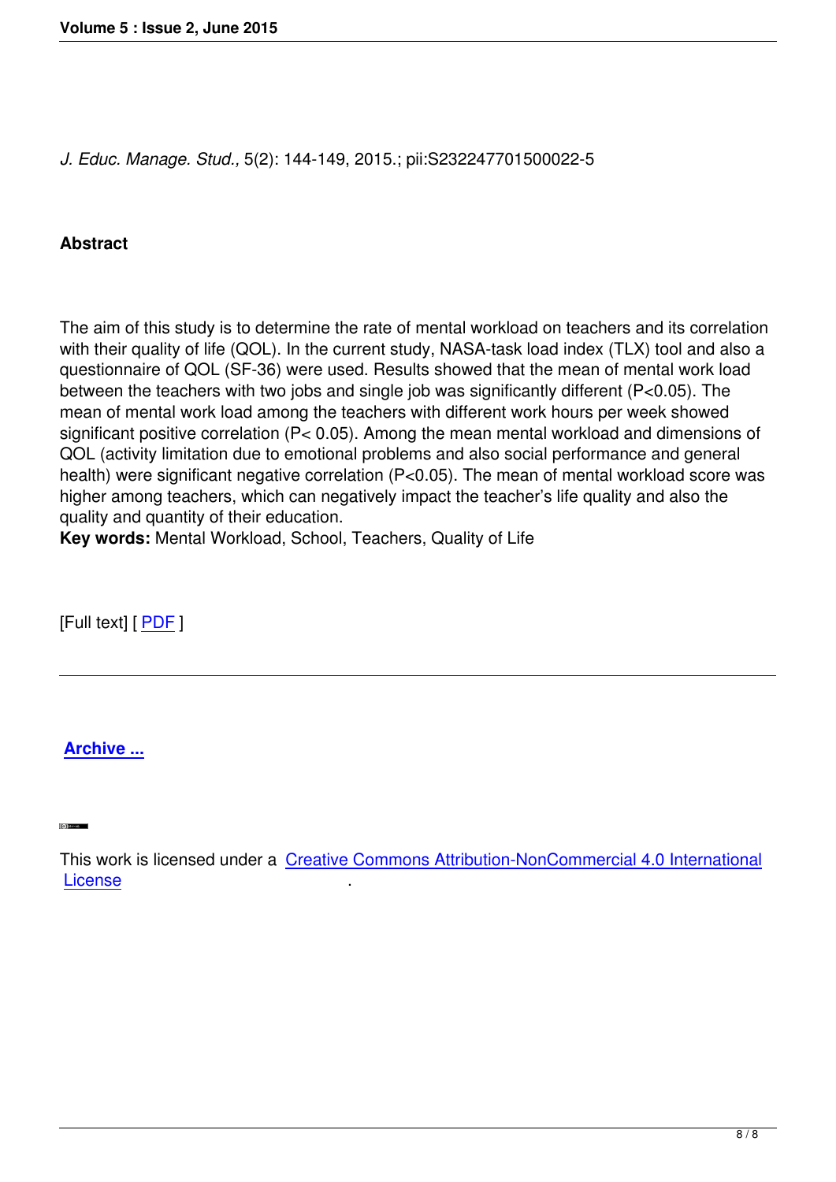*J. Educ. Manage. Stud.,* 5(2): 144-149, 2015.; pii:S232247701500022-5

## Abstract

The aim of this study is to determine the rate of mental workload on teachers and its correlation with their quality of life (QOL). In the current study, NASA-task load index (TLX) tool and also a questionnaire of QOL (SF-36) were used. Results showed that the mean of mental work load between the teachers with two jobs and single job was significantly different ($P<0.05$). The mean of mental work load among the teachers with different work hours per week showed significant positive correlation ($P< 0.05$). Among the mean mental workload and dimensions of QOL (activity limitation due to emotional problems and also social performance and general health) were significant negative correlation ($P<0.05$). The mean of mental workload score was higher among teachers, which can negatively impact the teacher's life quality and also the quality and quantity of their education.

**Key words:** Mental Workload, School, Teachers, Quality of Life

[Full text] [ PDF ]

---

**Archive ...**

This work is licensed under a Creative Commons Attribution-NonCommercial 4.0 International License .